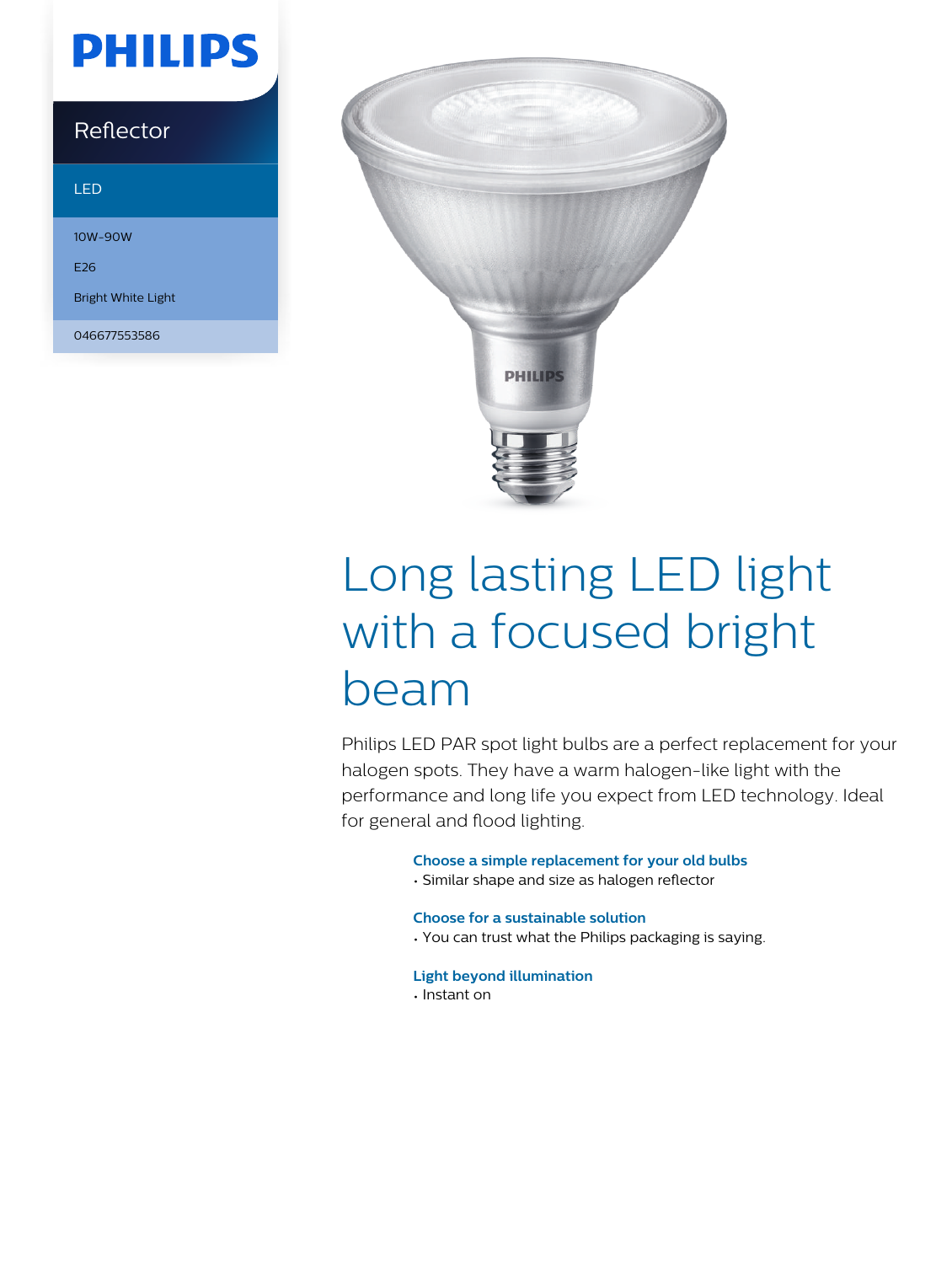PHILIPS

Reflector

LED

10W-90W

E26

Bright White Light

046677553586

# Long lasting LED light with a focused bright beam

Philips LED PAR spot light bulbs are a perfect replacement for your halogen spots. They have a warm halogen-like light with the performance and long life you expect from LED technology. Ideal for general and flood lighting.

### Choose a simple replacement for your old bulbs

- Similar shape and size as halogen reflector

### Choose for a sustainable solution

- You can trust what the Philips packaging is saying.

### Light beyond illumination

- Instant on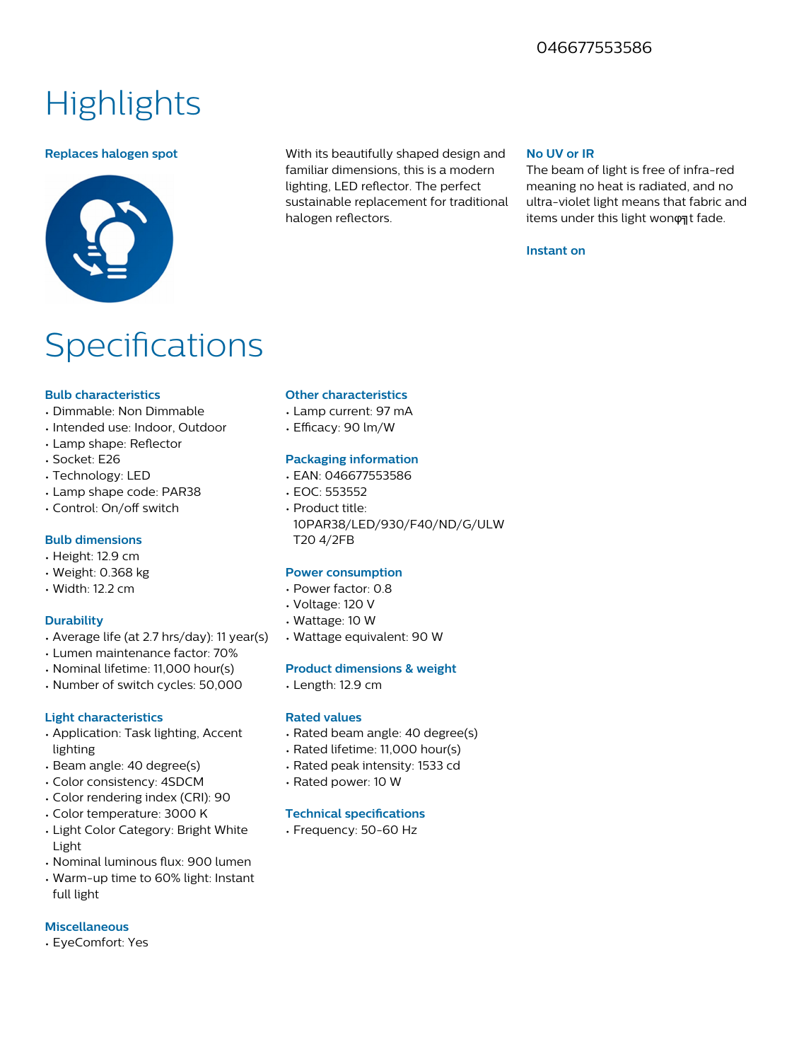046677553586

# Highlights

### Replaces halogen spot

With its beautifully shaped design and familiar dimensions, this is a modern lighting, LED reflector. The perfect sustainable replacement for traditional halogen reflectors.

### No UV or IR

The beam of light is free of infra-red meaning no heat is radiated, and no ultra-violet light means that fabric and items under this light wonφ╗t fade.

### Instant on

# Specifications

### Bulb characteristics

- Dimmable: Non Dimmable
- Intended use: Indoor, Outdoor
- Lamp shape: Reflector
- Socket: E26
- Technology: LED
- Lamp shape code: PAR38
- Control: On/off switch

### Bulb dimensions

- Height: 12.9 cm
- Weight: 0.368 kg
- Width: 12.2 cm

### Durability

- Average life (at 2.7 hrs/day): 11 year(s)
- Lumen maintenance factor: 70%
- Nominal lifetime: 11,000 hour(s)
- Number of switch cycles: 50,000

### Light characteristics

- Application: Task lighting, Accent lighting
- Beam angle: 40 degree(s)
- Color consistency: 4SDCM
- Color rendering index (CRI): 90
- Color temperature: 3000 K
- Light Color Category: Bright White Light
- Nominal luminous flux: 900 lumen
- Warm-up time to 60% light: Instant full light

### Miscellaneous

- EyeComfort: Yes

### Other characteristics

- Lamp current: 97 mA
- Efficacy: 90 lm/W

### Packaging information

- EAN: 046677553586
- EOC: 553552
- Product title: 10PAR38/LED/930/F40/ND/G/ULW T20 4/2FB

### Power consumption

- Power factor: 0.8
- Voltage: 120 V
- Wattage: 10 W
- Wattage equivalent: 90 W

### Product dimensions & weight

- Length: 12.9 cm

### Rated values

- Rated beam angle: 40 degree(s)
- Rated lifetime: 11,000 hour(s)
- Rated peak intensity: 1533 cd
- Rated power: 10 W

### Technical specifications

- Frequency: 50-60 Hz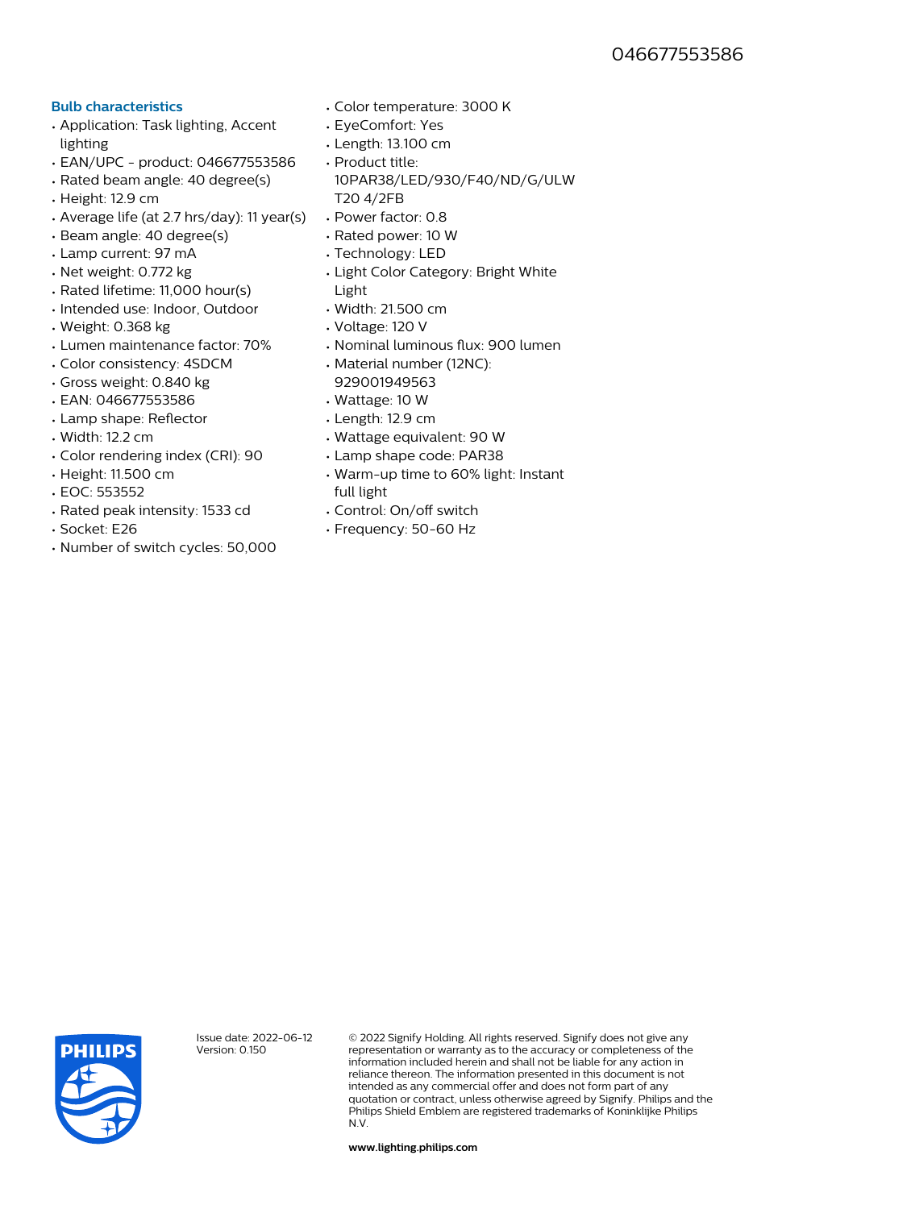### Bulb characteristics

- Application: Task lighting, Accent lighting
- EAN/UPC - product: 046677553586
- Rated beam angle: 40 degree(s)
- Height: 12.9 cm
- Average life (at 2.7 hrs/day): 11 year(s)
- Beam angle: 40 degree(s)
- Lamp current: 97 mA
- Net weight: 0.772 kg
- Rated lifetime: 11,000 hour(s)
- Intended use: Indoor, Outdoor
- Weight: 0.368 kg
- Lumen maintenance factor: 70%
- Color consistency: 4SDCM
- Gross weight: 0.840 kg
- EAN: 046677553586
- Lamp shape: Reflector
- Width: 12.2 cm
- Color rendering index (CRI): 90
- Height: 11.500 cm
- EOC: 553552
- Rated peak intensity: 1533 cd
- Socket: E26
- Number of switch cycles: 50,000
- Color temperature: 3000 K
- EyeComfort: Yes
- Length: 13.100 cm
- Product title: 10PAR38/LED/930/F40/ND/G/ULW T20 4/2FB
- Power factor: 0.8
- Rated power: 10 W
- Technology: LED
- Light Color Category: Bright White Light
- Width: 21.500 cm
- Voltage: 120 V
- Nominal luminous flux: 900 lumen
- Material number (12NC): 929001949563
- Wattage: 10 W
- Length: 12.9 cm
- Wattage equivalent: 90 W
- Lamp shape code: PAR38
- Warm-up time to 60% light: Instant full light
- Control: On/off switch
- Frequency: 50-60 Hz

Issue date: 2022-06-12
Version: 0.150

© 2022 Signify Holding. All rights reserved. Signify does not give any representation or warranty as to the accuracy or completeness of the information included herein and shall not be liable for any action in reliance thereon. The information presented in this document is not intended as any commercial offer and does not form part of any quotation or contract, unless otherwise agreed by Signify. Philips and the Philips Shield Emblem are registered trademarks of Koninklijke Philips N.V.

**www.lighting.philips.com**